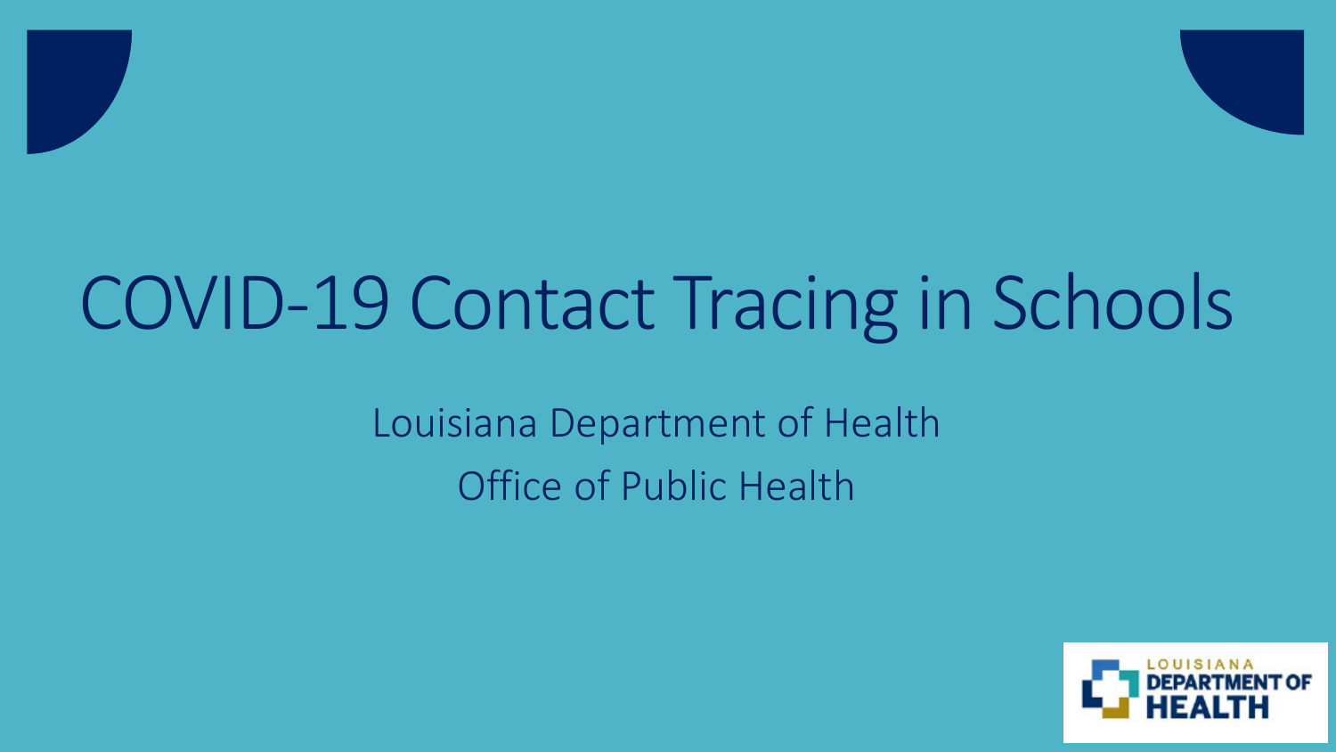# COVID-19 Contact Tracing in Schools

Louisiana Department of Health

Office of Public Health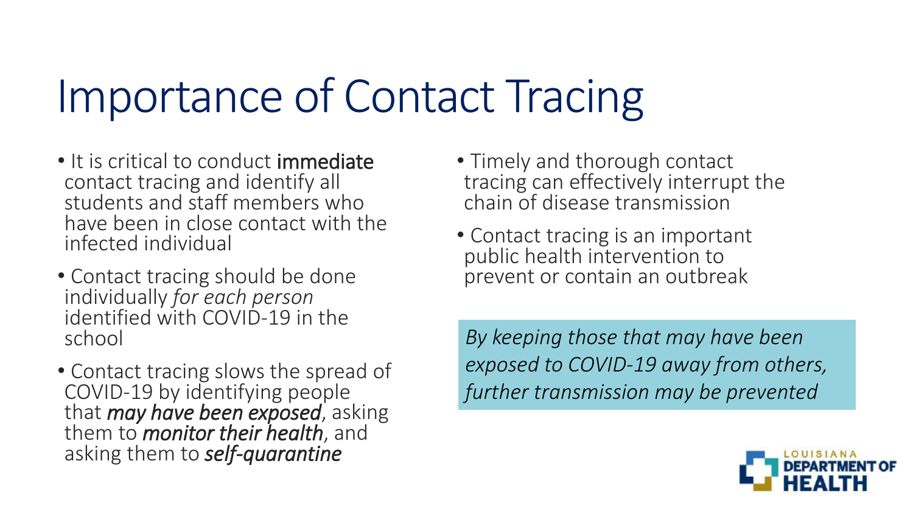# Importance of Contact Tracing

- It is critical to conduct **immediate** contact tracing and identify all students and staff members who have been in close contact with the infected individual
- Contact tracing should be done individually *for each person* identified with COVID-19 in the school
- Contact tracing slows the spread of COVID-19 by identifying people that ***may have been exposed***, asking them to ***monitor their health***, and asking them to ***self-quarantine***
- Timely and thorough contact tracing can effectively interrupt the chain of disease transmission
- Contact tracing is an important public health intervention to prevent or contain an outbreak

*By keeping those that may have been exposed to COVID-19 away from others, further transmission may be prevented*

LOUISIANA DEPARTMENT OF HEALTH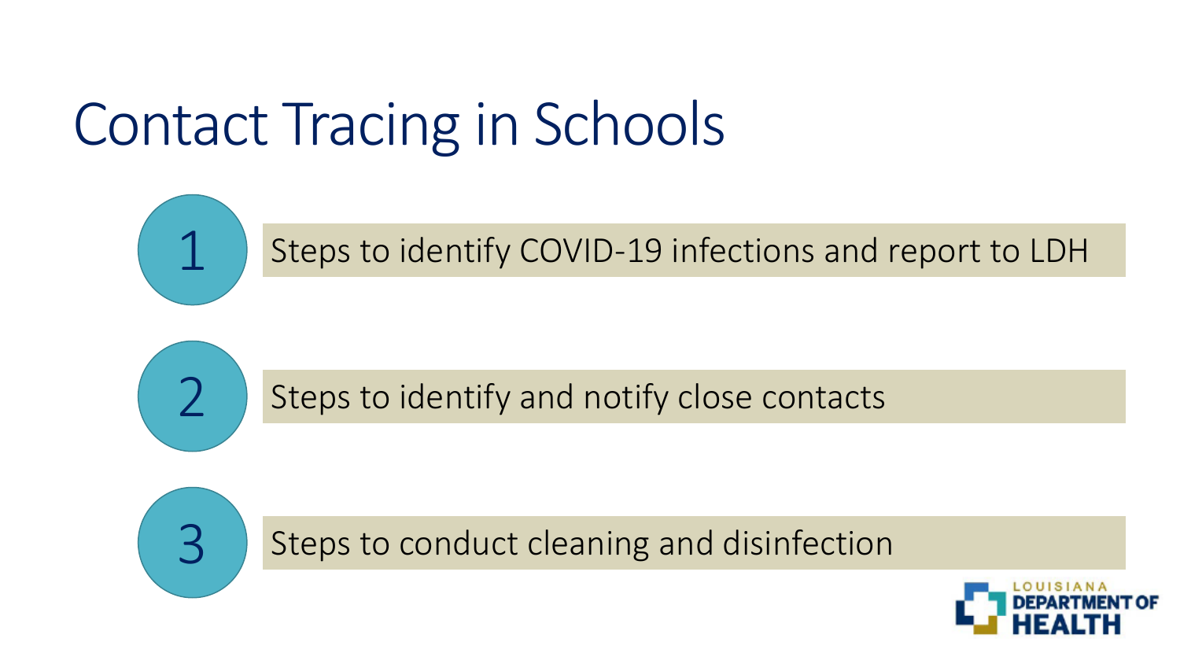# Contact Tracing in Schools

1. Steps to identify COVID-19 infections and report to LDH
2. Steps to identify and notify close contacts
3. Steps to conduct cleaning and disinfection

LOUISIANA DEPARTMENT OF HEALTH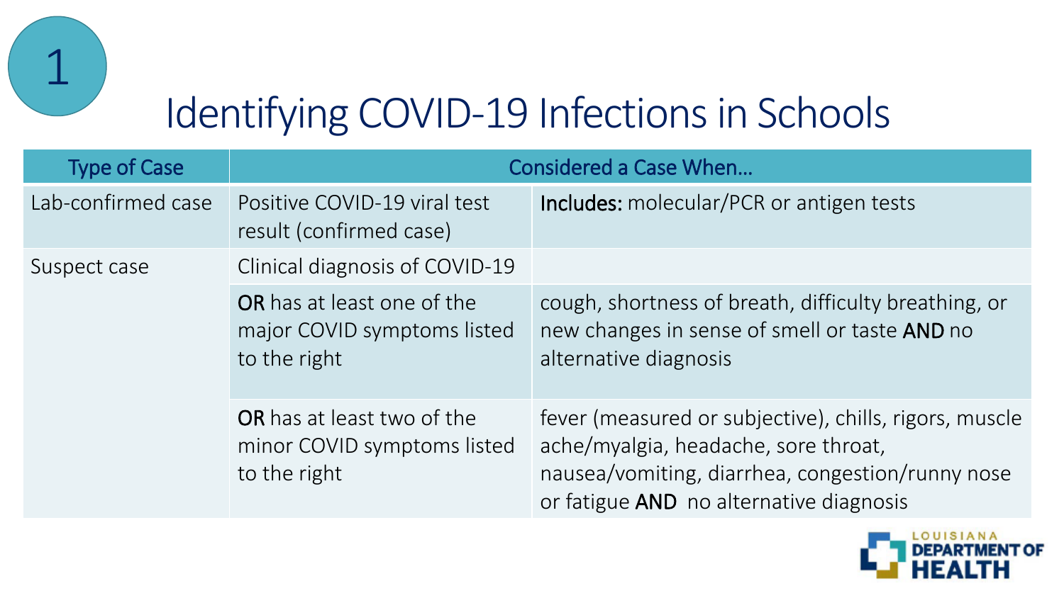1

# Identifying COVID-19 Infections in Schools

| Type of Case | Considered a Case When… | |
|---|---|---|
| Lab-confirmed case | Positive COVID-19 viral test result (confirmed case) | **Includes:** molecular/PCR or antigen tests |
| Suspect case | Clinical diagnosis of COVID-19 | |
| | **OR** has at least one of the major COVID symptoms listed to the right | cough, shortness of breath, difficulty breathing, or new changes in sense of smell or taste **AND** no alternative diagnosis |
| | **OR** has at least two of the minor COVID symptoms listed to the right | fever (measured or subjective), chills, rigors, muscle ache/myalgia, headache, sore throat, nausea/vomiting, diarrhea, congestion/runny nose or fatigue **AND** no alternative diagnosis |

LOUISIANA DEPARTMENT OF HEALTH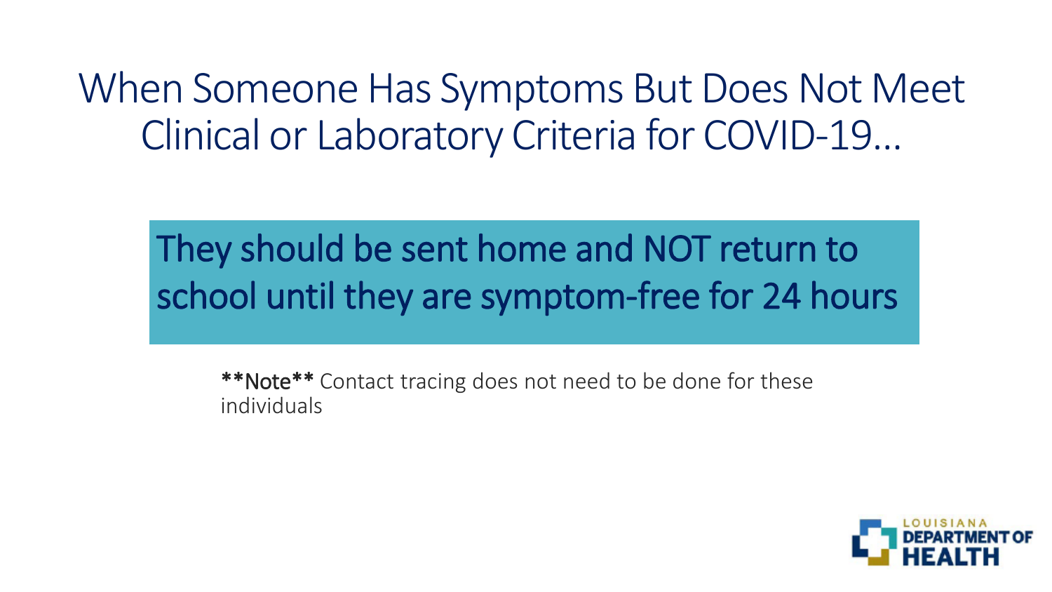# When Someone Has Symptoms But Does Not Meet Clinical or Laboratory Criteria for COVID-19…

They should be sent home and NOT return to school until they are symptom-free for 24 hours

**\*\*Note\*\*** Contact tracing does not need to be done for these individuals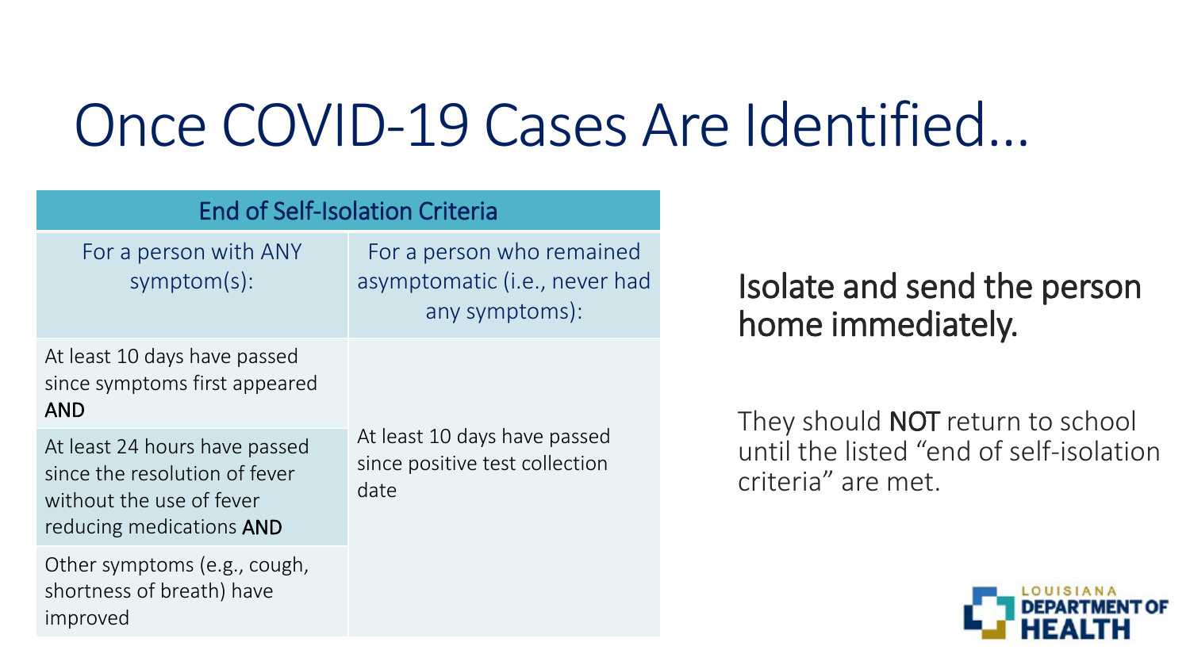# Once COVID-19 Cases Are Identified…

| End of Self-Isolation Criteria | |
|---|---|
| For a person with ANY symptom(s): | For a person who remained asymptomatic (i.e., never had any symptoms): |
| At least 10 days have passed since symptoms first appeared **AND** | At least 10 days have passed since positive test collection date |
| At least 24 hours have passed since the resolution of fever without the use of fever reducing medications **AND** | |
| Other symptoms (e.g., cough, shortness of breath) have improved | |

## Isolate and send the person home immediately.

They should **NOT** return to school until the listed "end of self-isolation criteria" are met.

LOUISIANA DEPARTMENT OF HEALTH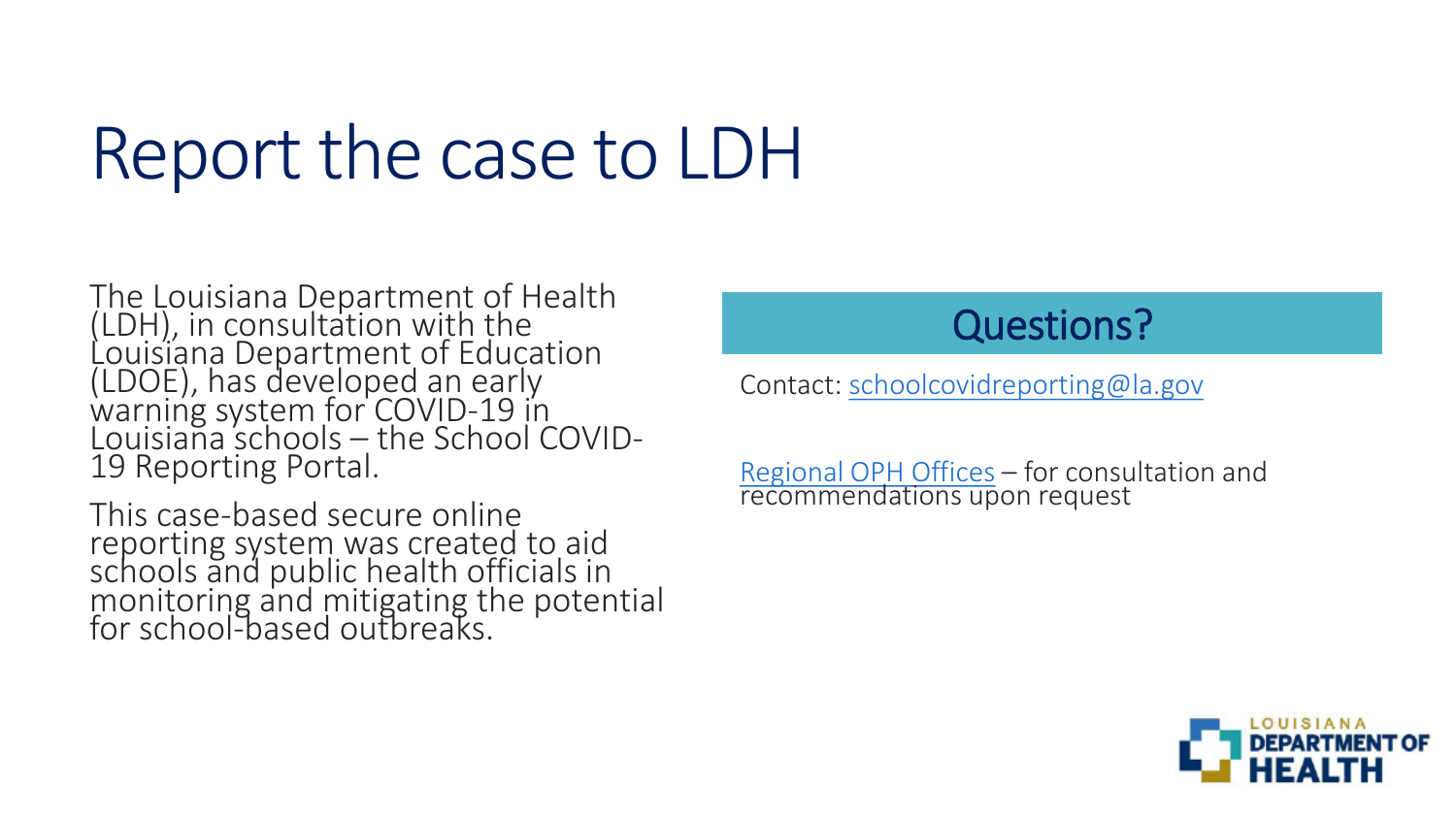# Report the case to LDH

The Louisiana Department of Health (LDH), in consultation with the Louisiana Department of Education (LDOE), has developed an early warning system for COVID-19 in Louisiana schools – the School COVID-19 Reporting Portal.

This case-based secure online reporting system was created to aid schools and public health officials in monitoring and mitigating the potential for school-based outbreaks.

## Questions?

Contact: [schoolcovidreporting@la.gov](mailto:schoolcovidreporting@la.gov)

[Regional OPH Offices]() – for consultation and recommendations upon request

LOUISIANA DEPARTMENT OF HEALTH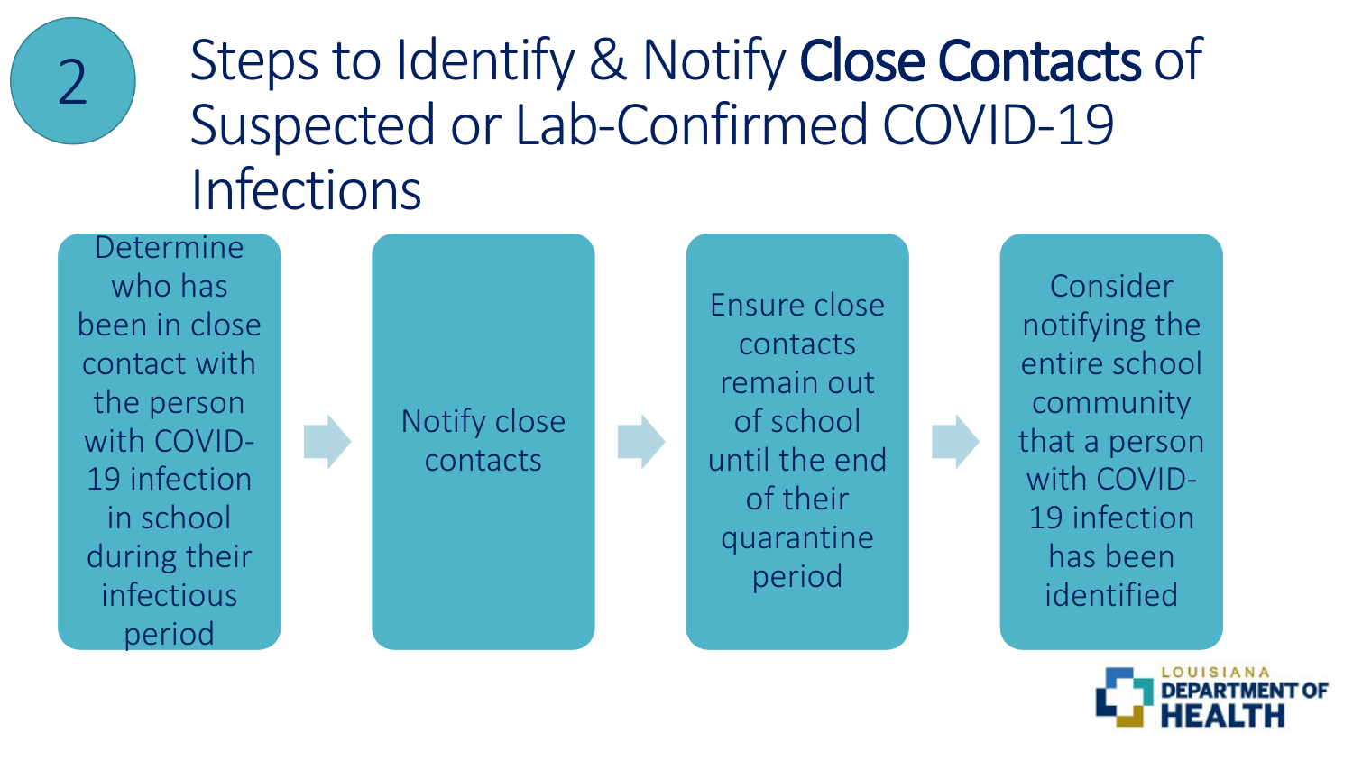# 2 Steps to Identify & Notify **Close Contacts** of Suspected or Lab-Confirmed COVID-19 Infections

1. Determine who has been in close contact with the person with COVID-19 infection in school during their infectious period
2. Notify close contacts
3. Ensure close contacts remain out of school until the end of their quarantine period
4. Consider notifying the entire school community that a person with COVID-19 infection has been identified

LOUISIANA DEPARTMENT OF HEALTH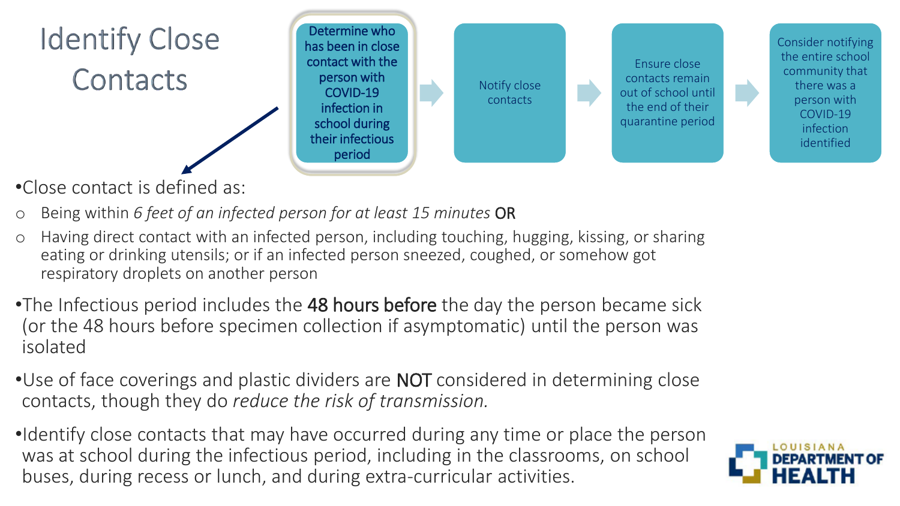# Identify Close Contacts

Determine who has been in close contact with the person with COVID-19 infection in school during their infectious period → Notify close contacts → Ensure close contacts remain out of school until the end of their quarantine period → Consider notifying the entire school community that there was a person with COVID-19 infection identified

- Close contact is defined as:
  - Being within *6 feet of an infected person for at least 15 minutes* OR
  - Having direct contact with an infected person, including touching, hugging, kissing, or sharing eating or drinking utensils; or if an infected person sneezed, coughed, or somehow got respiratory droplets on another person
- The Infectious period includes the **48 hours before** the day the person became sick (or the 48 hours before specimen collection if asymptomatic) until the person was isolated
- Use of face coverings and plastic dividers are **NOT** considered in determining close contacts, though they do *reduce the risk of transmission.*
- Identify close contacts that may have occurred during any time or place the person was at school during the infectious period, including in the classrooms, on school buses, during recess or lunch, and during extra-curricular activities.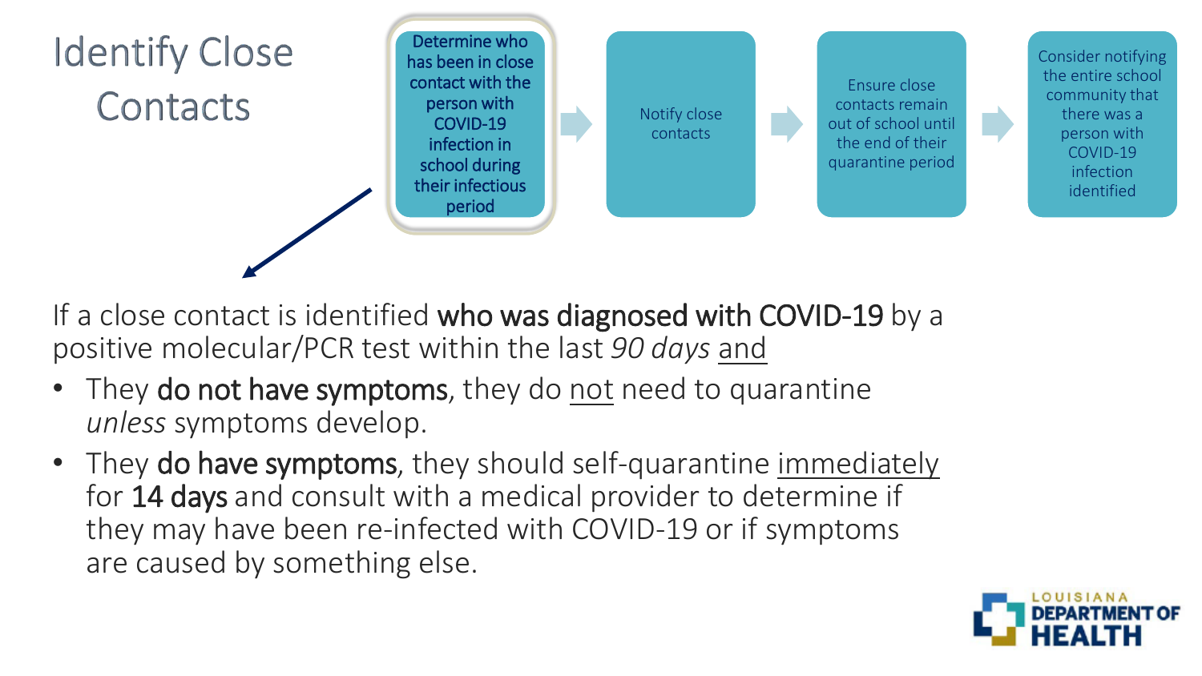# Identify Close Contacts

1. **Determine who has been in close contact with the person with COVID-19 infection in school during their infectious period**
2. Notify close contacts
3. Ensure close contacts remain out of school until the end of their quarantine period
4. Consider notifying the entire school community that there was a person with COVID-19 infection identified

If a close contact is identified **who was diagnosed with COVID-19** by a positive molecular/PCR test within the last *90 days* and

- They **do not have symptoms**, they do not need to quarantine *unless* symptoms develop.
- They **do have symptoms**, they should self-quarantine immediately for **14 days** and consult with a medical provider to determine if they may have been re-infected with COVID-19 or if symptoms are caused by something else.

LOUISIANA DEPARTMENT OF HEALTH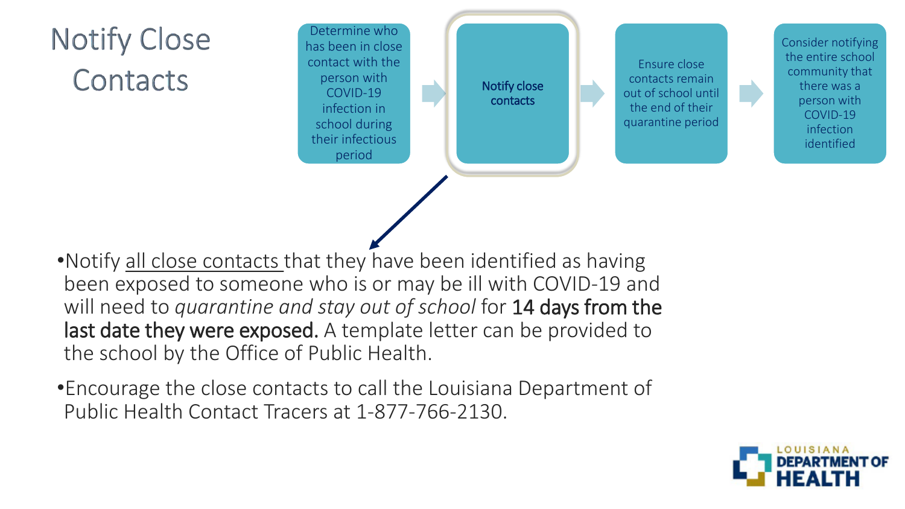# Notify Close Contacts

1. Determine who has been in close contact with the person with COVID-19 infection in school during their infectious period
2. **Notify close contacts**
3. Ensure close contacts remain out of school until the end of their quarantine period
4. Consider notifying the entire school community that there was a person with COVID-19 infection identified

- Notify all close contacts that they have been identified as having been exposed to someone who is or may be ill with COVID-19 and will need to *quarantine and stay out of school* for **14 days from the last date they were exposed.** A template letter can be provided to the school by the Office of Public Health.
- Encourage the close contacts to call the Louisiana Department of Public Health Contact Tracers at 1-877-766-2130.

LOUISIANA DEPARTMENT OF HEALTH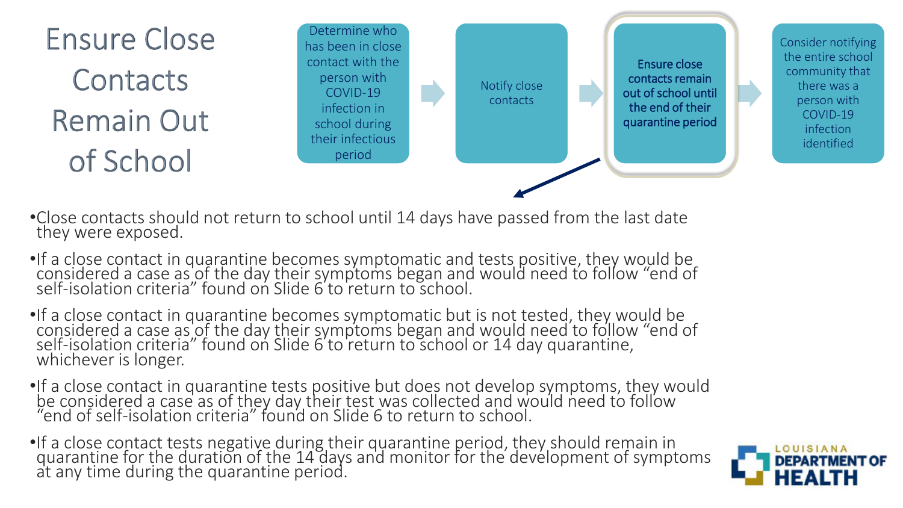# Ensure Close Contacts Remain Out of School

Determine who has been in close contact with the person with COVID-19 infection in school during their infectious period → Notify close contacts → **Ensure close contacts remain out of school until the end of their quarantine period** → Consider notifying the entire school community that there was a person with COVID-19 infection identified

- Close contacts should not return to school until 14 days have passed from the last date they were exposed.
- If a close contact in quarantine becomes symptomatic and tests positive, they would be considered a case as of the day their symptoms began and would need to follow "end of self-isolation criteria" found on Slide 6 to return to school.
- If a close contact in quarantine becomes symptomatic but is not tested, they would be considered a case as of the day their symptoms began and would need to follow "end of self-isolation criteria" found on Slide 6 to return to school or 14 day quarantine, whichever is longer.
- If a close contact in quarantine tests positive but does not develop symptoms, they would be considered a case as of they day their test was collected and would need to follow "end of self-isolation criteria" found on Slide 6 to return to school.
- If a close contact tests negative during their quarantine period, they should remain in quarantine for the duration of the 14 days and monitor for the development of symptoms at any time during the quarantine period.

LOUISIANA DEPARTMENT OF HEALTH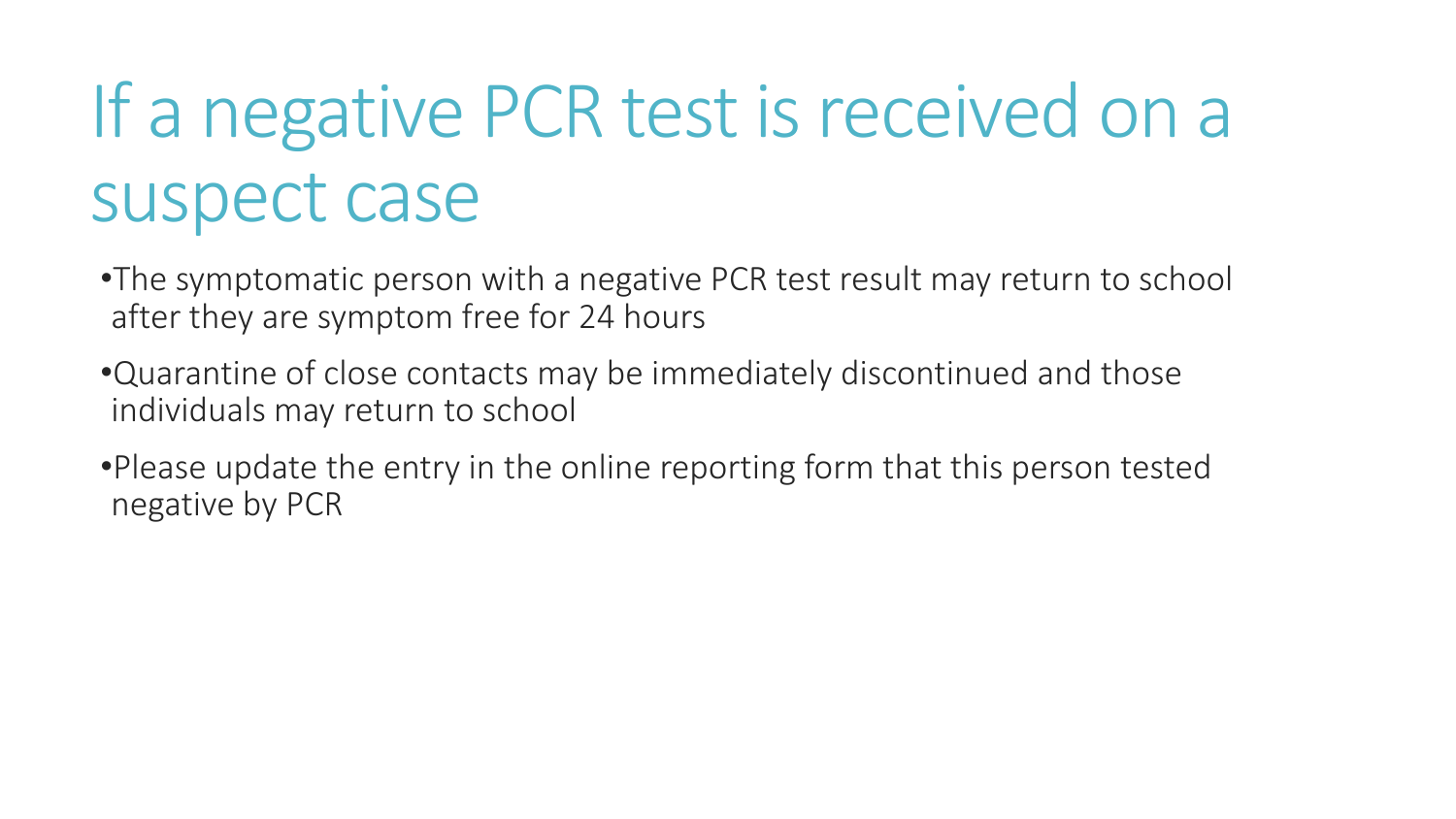# If a negative PCR test is received on a suspect case

- The symptomatic person with a negative PCR test result may return to school after they are symptom free for 24 hours
- Quarantine of close contacts may be immediately discontinued and those individuals may return to school
- Please update the entry in the online reporting form that this person tested negative by PCR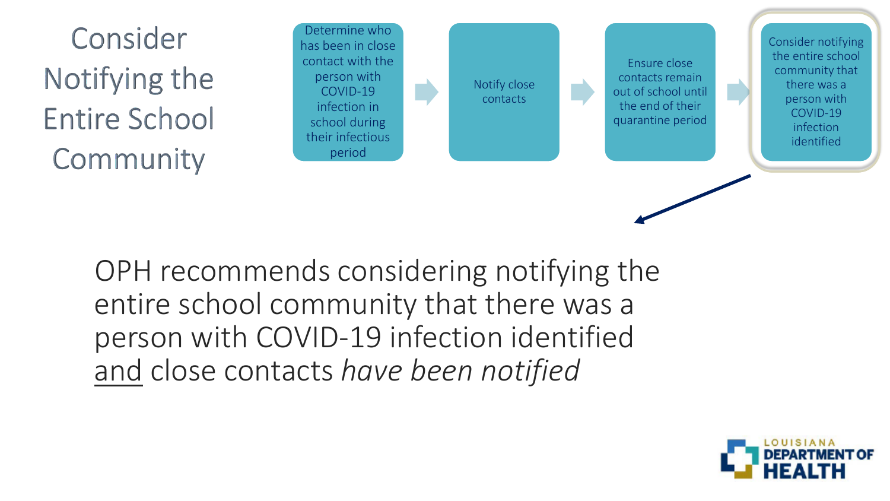# Consider Notifying the Entire School Community

1. Determine who has been in close contact with the person with COVID-19 infection in school during their infectious period
2. Notify close contacts
3. Ensure close contacts remain out of school until the end of their quarantine period
4. Consider notifying the entire school community that there was a person with COVID-19 infection identified

OPH recommends considering notifying the entire school community that there was a person with COVID-19 infection identified <u>and</u> close contacts *have been notified*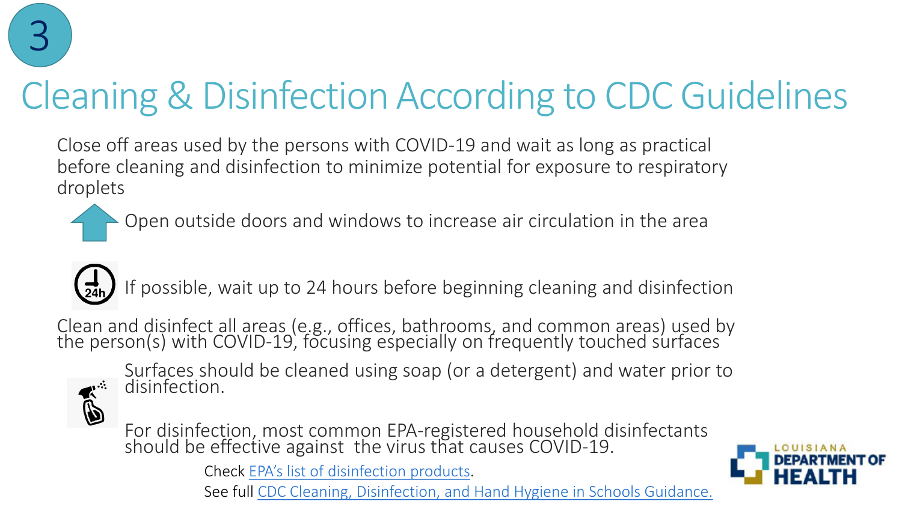3

# Cleaning & Disinfection According to CDC Guidelines

Close off areas used by the persons with COVID-19 and wait as long as practical before cleaning and disinfection to minimize potential for exposure to respiratory droplets

- Open outside doors and windows to increase air circulation in the area
- If possible, wait up to 24 hours before beginning cleaning and disinfection

Clean and disinfect all areas (e.g., offices, bathrooms, and common areas) used by the person(s) with COVID-19, focusing especially on frequently touched surfaces

- Surfaces should be cleaned using soap (or a detergent) and water prior to disinfection.
- For disinfection, most common EPA-registered household disinfectants should be effective against the virus that causes COVID-19.

Check EPA's list of disinfection products.

See full CDC Cleaning, Disinfection, and Hand Hygiene in Schools Guidance.

LOUISIANA DEPARTMENT OF HEALTH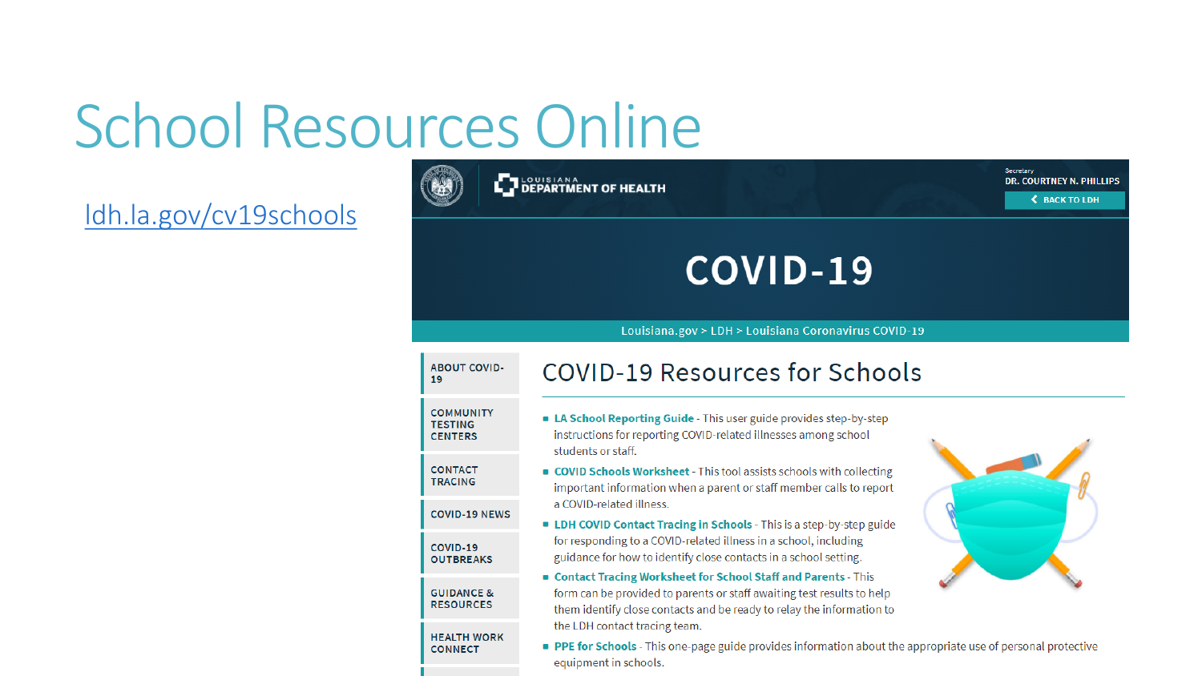# School Resources Online

ldh.la.gov/cv19schools

LOUISIANA DEPARTMENT OF HEALTH

Secretary
DR. COURTNEY N. PHILLIPS

BACK TO LDH

# COVID-19

Louisiana.gov > LDH > Louisiana Coronavirus COVID-19

- ABOUT COVID-19
- COMMUNITY TESTING CENTERS
- CONTACT TRACING
- COVID-19 NEWS
- COVID-19 OUTBREAKS
- GUIDANCE & RESOURCES
- HEALTH WORK CONNECT

## COVID-19 Resources for Schools

- **LA School Reporting Guide** - This user guide provides step-by-step instructions for reporting COVID-related illnesses among school students or staff.
- **COVID Schools Worksheet** - This tool assists schools with collecting important information when a parent or staff member calls to report a COVID-related illness.
- **LDH COVID Contact Tracing in Schools** - This is a step-by-step guide for responding to a COVID-related illness in a school, including guidance for how to identify close contacts in a school setting.
- **Contact Tracing Worksheet for School Staff and Parents** - This form can be provided to parents or staff awaiting test results to help them identify close contacts and be ready to relay the information to the LDH contact tracing team.
- **PPE for Schools** - This one-page guide provides information about the appropriate use of personal protective equipment in schools.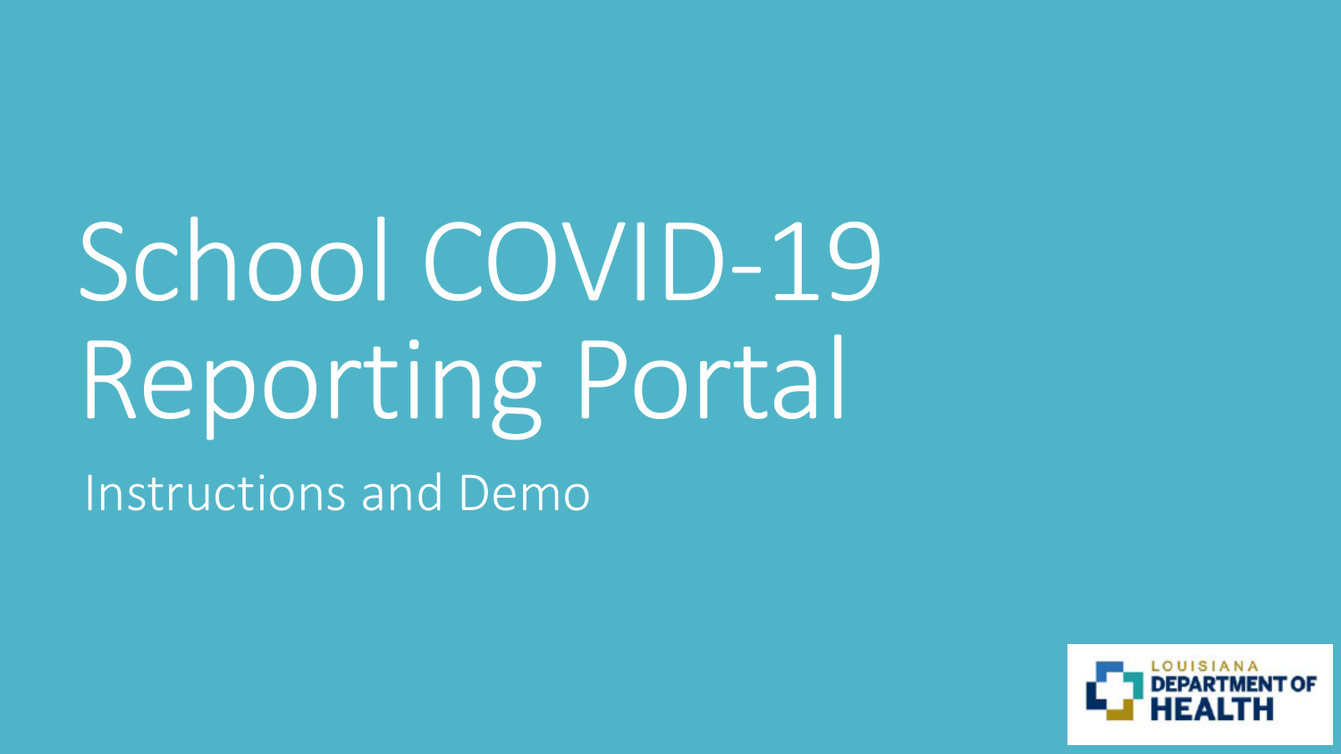# School COVID-19 Reporting Portal

Instructions and Demo

LOUISIANA DEPARTMENT OF HEALTH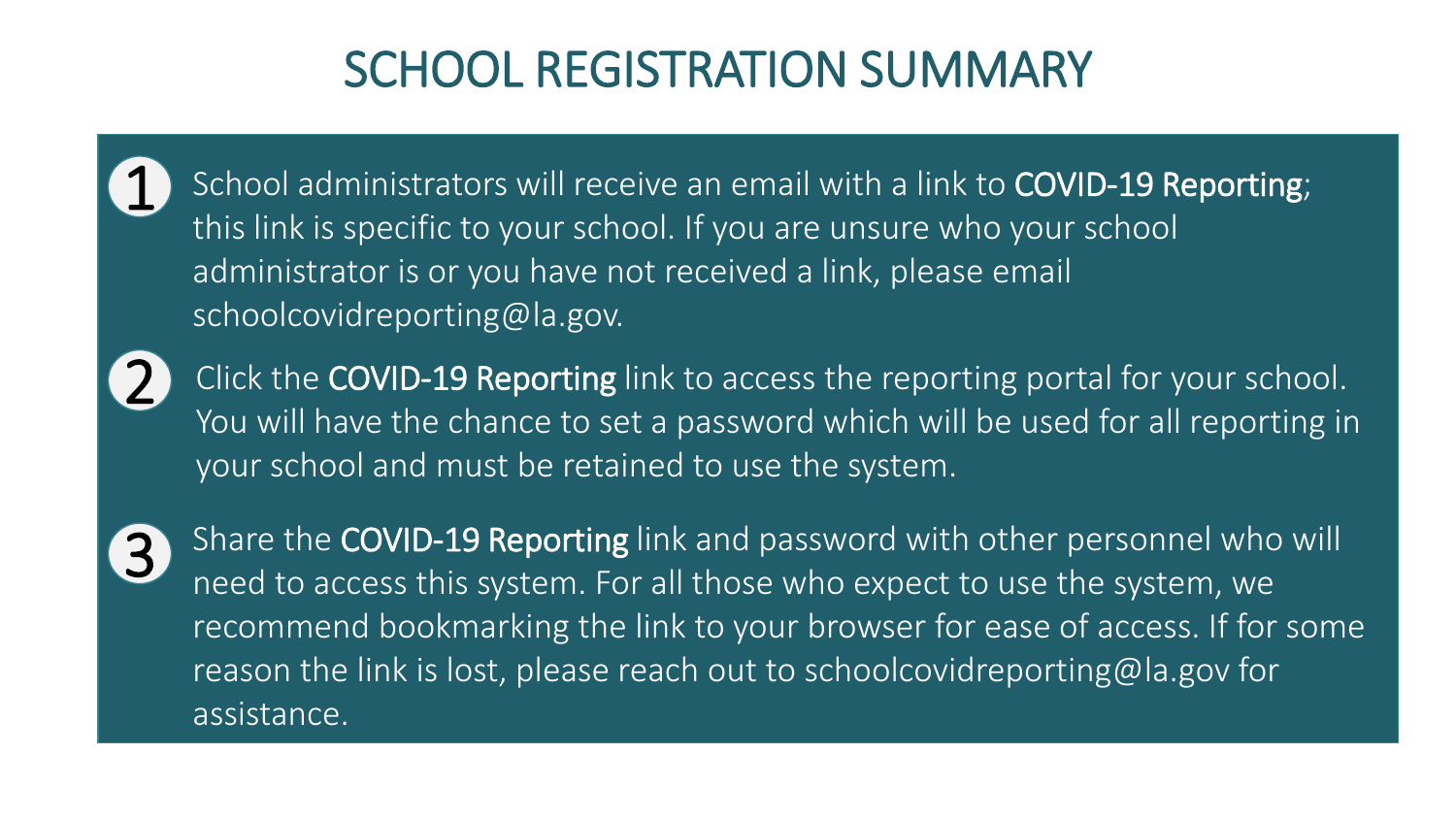# SCHOOL REGISTRATION SUMMARY

1. School administrators will receive an email with a link to **COVID-19 Reporting**; this link is specific to your school. If you are unsure who your school administrator is or you have not received a link, please email schoolcovidreporting@la.gov.

2. Click the **COVID-19 Reporting** link to access the reporting portal for your school. You will have the chance to set a password which will be used for all reporting in your school and must be retained to use the system.

3. Share the **COVID-19 Reporting** link and password with other personnel who will need to access this system. For all those who expect to use the system, we recommend bookmarking the link to your browser for ease of access. If for some reason the link is lost, please reach out to schoolcovidreporting@la.gov for assistance.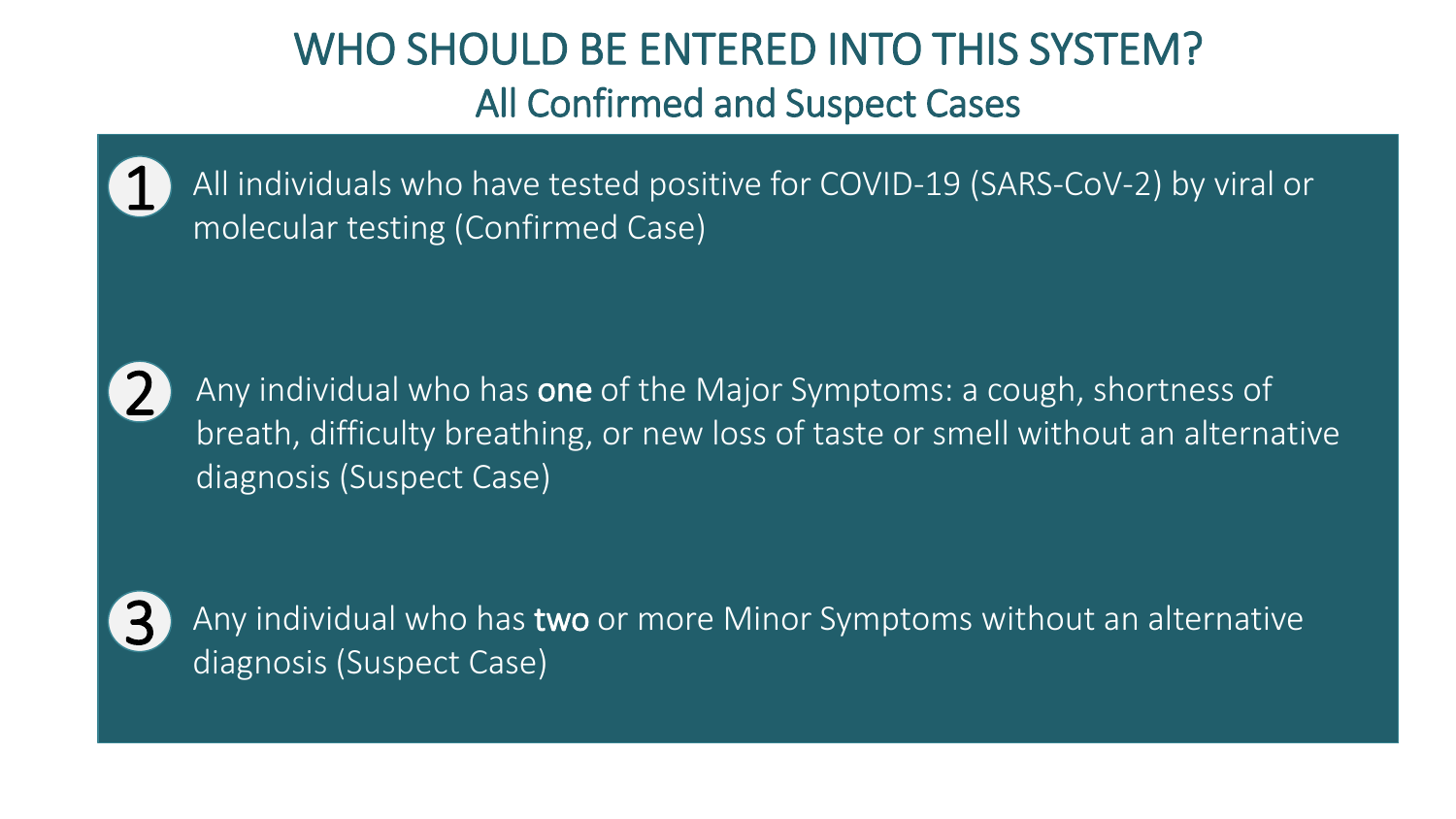# WHO SHOULD BE ENTERED INTO THIS SYSTEM?

## All Confirmed and Suspect Cases

1. All individuals who have tested positive for COVID-19 (SARS-CoV-2) by viral or molecular testing (Confirmed Case)

2. Any individual who has **one** of the Major Symptoms: a cough, shortness of breath, difficulty breathing, or new loss of taste or smell without an alternative diagnosis (Suspect Case)

3. Any individual who has **two** or more Minor Symptoms without an alternative diagnosis (Suspect Case)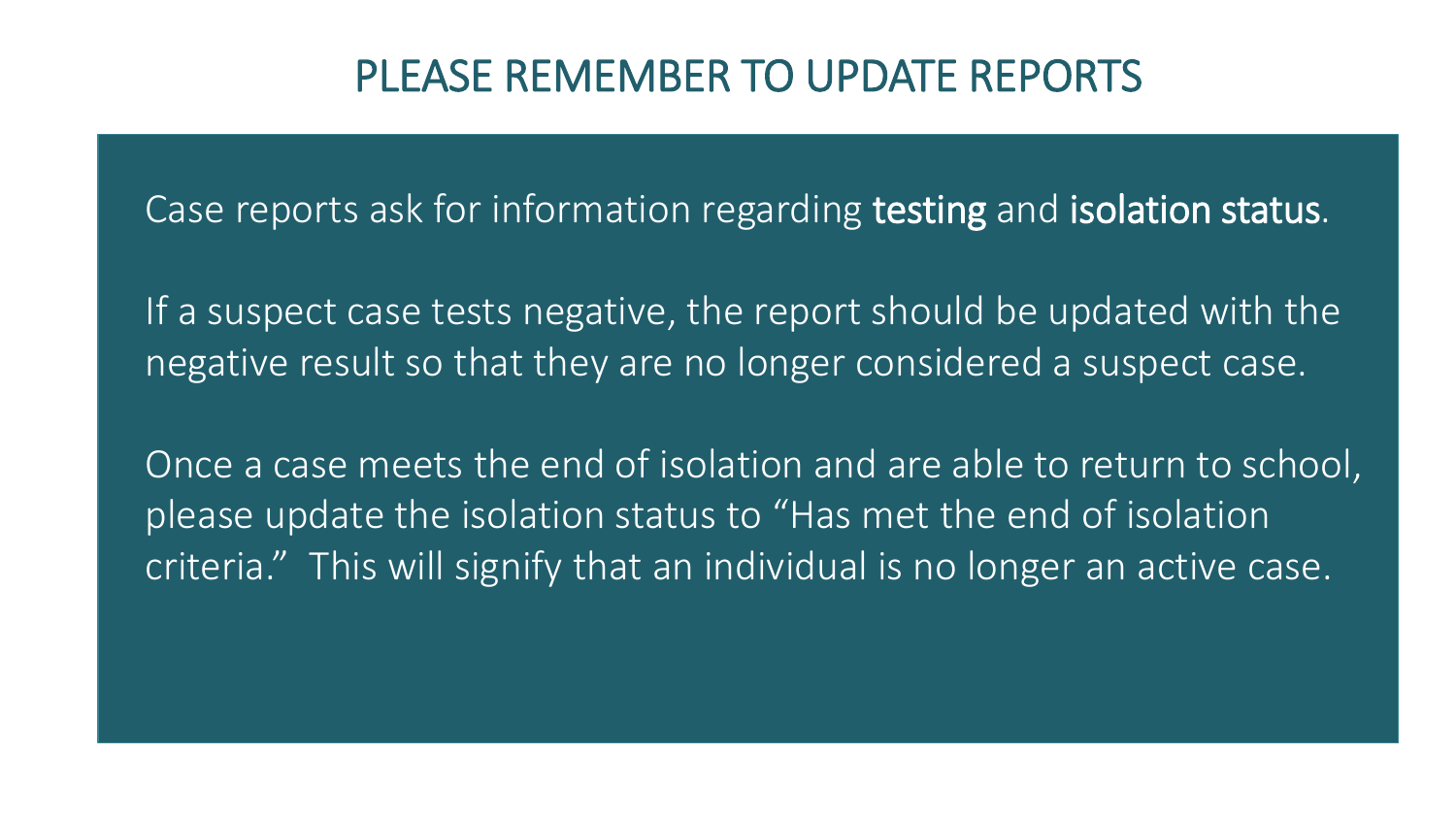# PLEASE REMEMBER TO UPDATE REPORTS

Case reports ask for information regarding **testing** and **isolation status**.

If a suspect case tests negative, the report should be updated with the negative result so that they are no longer considered a suspect case.

Once a case meets the end of isolation and are able to return to school, please update the isolation status to "Has met the end of isolation criteria." This will signify that an individual is no longer an active case.